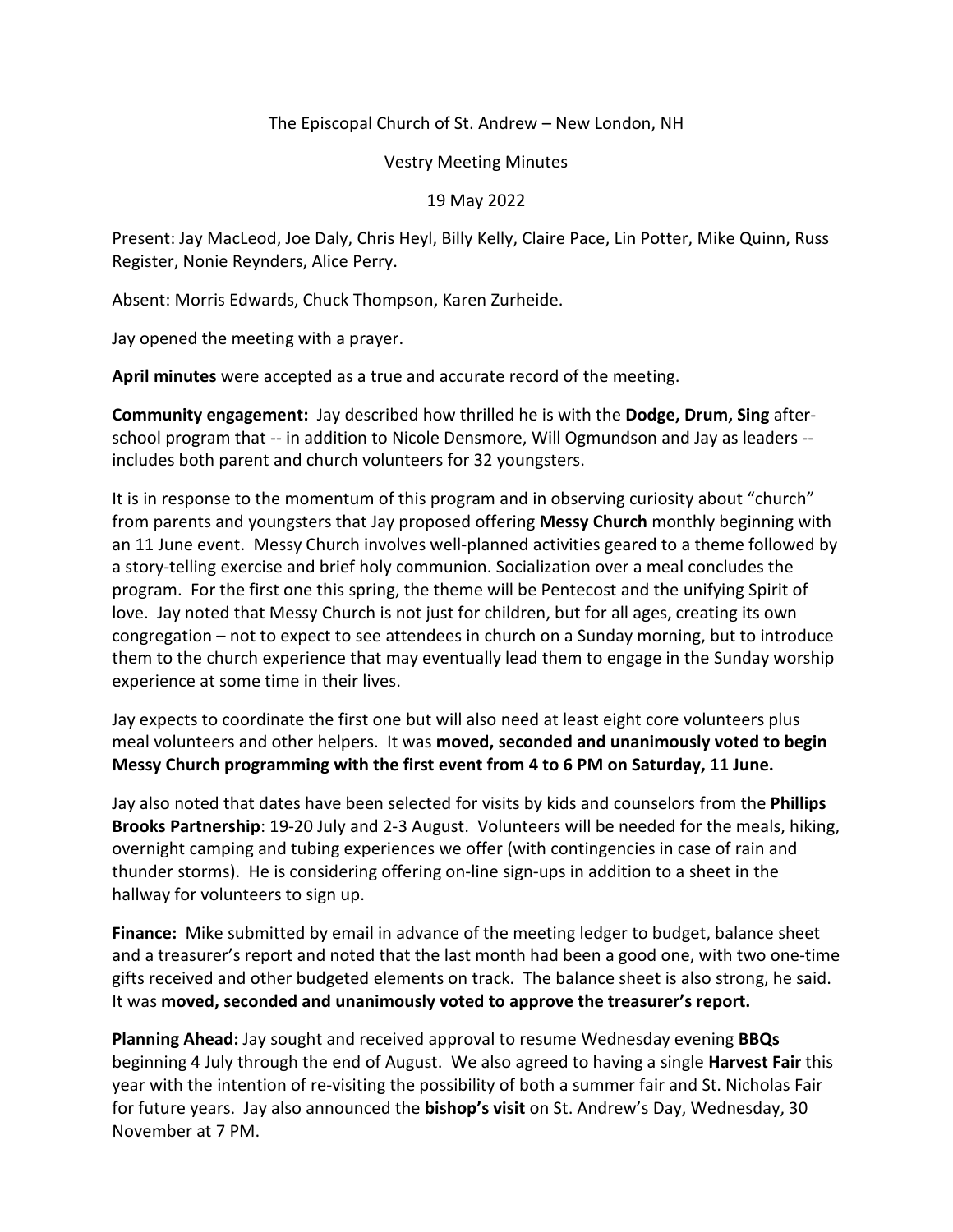The Episcopal Church of St. Andrew – New London, NH

Vestry Meeting Minutes

19 May 2022

Present: Jay MacLeod, Joe Daly, Chris Heyl, Billy Kelly, Claire Pace, Lin Potter, Mike Quinn, Russ Register, Nonie Reynders, Alice Perry.

Absent: Morris Edwards, Chuck Thompson, Karen Zurheide.

Jay opened the meeting with a prayer.

**April minutes** were accepted as a true and accurate record of the meeting.

**Community engagement:** Jay described how thrilled he is with the **Dodge, Drum, Sing** after-school program that -- in addition to Nicole Densmore, Will Ogmundson and Jay as leaders -- includes both parent and church volunteers for 32 youngsters.

It is in response to the momentum of this program and in observing curiosity about "church" from parents and youngsters that Jay proposed offering **Messy Church** monthly beginning with an 11 June event. Messy Church involves well-planned activities geared to a theme followed by a story-telling exercise and brief holy communion. Socialization over a meal concludes the program. For the first one this spring, the theme will be Pentecost and the unifying Spirit of love. Jay noted that Messy Church is not just for children, but for all ages, creating its own congregation – not to expect to see attendees in church on a Sunday morning, but to introduce them to the church experience that may eventually lead them to engage in the Sunday worship experience at some time in their lives.

Jay expects to coordinate the first one but will also need at least eight core volunteers plus meal volunteers and other helpers. It was **moved, seconded and unanimously voted to begin Messy Church programming with the first event from 4 to 6 PM on Saturday, 11 June.**

Jay also noted that dates have been selected for visits by kids and counselors from the **Phillips Brooks Partnership**: 19-20 July and 2-3 August. Volunteers will be needed for the meals, hiking, overnight camping and tubing experiences we offer (with contingencies in case of rain and thunder storms). He is considering offering on-line sign-ups in addition to a sheet in the hallway for volunteers to sign up.

**Finance:** Mike submitted by email in advance of the meeting ledger to budget, balance sheet and a treasurer's report and noted that the last month had been a good one, with two one-time gifts received and other budgeted elements on track. The balance sheet is also strong, he said. It was **moved, seconded and unanimously voted to approve the treasurer's report.**

**Planning Ahead:** Jay sought and received approval to resume Wednesday evening **BBQs** beginning 4 July through the end of August. We also agreed to having a single **Harvest Fair** this year with the intention of re-visiting the possibility of both a summer fair and St. Nicholas Fair for future years. Jay also announced the **bishop's visit** on St. Andrew's Day, Wednesday, 30 November at 7 PM.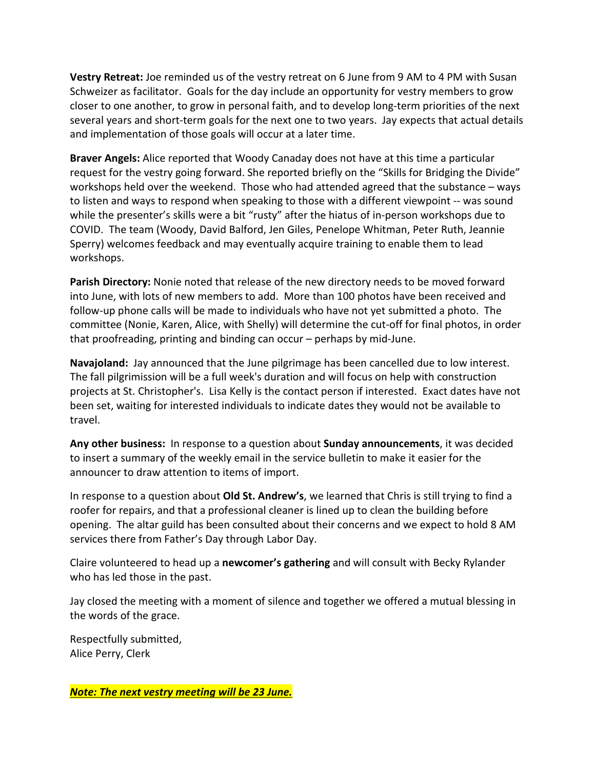**Vestry Retreat:** Joe reminded us of the vestry retreat on 6 June from 9 AM to 4 PM with Susan Schweizer as facilitator. Goals for the day include an opportunity for vestry members to grow closer to one another, to grow in personal faith, and to develop long-term priorities of the next several years and short-term goals for the next one to two years. Jay expects that actual details and implementation of those goals will occur at a later time.

**Braver Angels:** Alice reported that Woody Canaday does not have at this time a particular request for the vestry going forward. She reported briefly on the "Skills for Bridging the Divide" workshops held over the weekend. Those who had attended agreed that the substance – ways to listen and ways to respond when speaking to those with a different viewpoint -- was sound while the presenter's skills were a bit "rusty" after the hiatus of in-person workshops due to COVID. The team (Woody, David Balford, Jen Giles, Penelope Whitman, Peter Ruth, Jeannie Sperry) welcomes feedback and may eventually acquire training to enable them to lead workshops.

**Parish Directory:** Nonie noted that release of the new directory needs to be moved forward into June, with lots of new members to add. More than 100 photos have been received and follow-up phone calls will be made to individuals who have not yet submitted a photo. The committee (Nonie, Karen, Alice, with Shelly) will determine the cut-off for final photos, in order that proofreading, printing and binding can occur – perhaps by mid-June.

**Navajoland:** Jay announced that the June pilgrimage has been cancelled due to low interest. The fall pilgrimission will be a full week's duration and will focus on help with construction projects at St. Christopher's. Lisa Kelly is the contact person if interested. Exact dates have not been set, waiting for interested individuals to indicate dates they would not be available to travel.

**Any other business:** In response to a question about **Sunday announcements**, it was decided to insert a summary of the weekly email in the service bulletin to make it easier for the announcer to draw attention to items of import.

In response to a question about **Old St. Andrew's**, we learned that Chris is still trying to find a roofer for repairs, and that a professional cleaner is lined up to clean the building before opening. The altar guild has been consulted about their concerns and we expect to hold 8 AM services there from Father's Day through Labor Day.

Claire volunteered to head up a **newcomer's gathering** and will consult with Becky Rylander who has led those in the past.

Jay closed the meeting with a moment of silence and together we offered a mutual blessing in the words of the grace.

Respectfully submitted,
Alice Perry, Clerk

***Note: The next vestry meeting will be 23 June.***